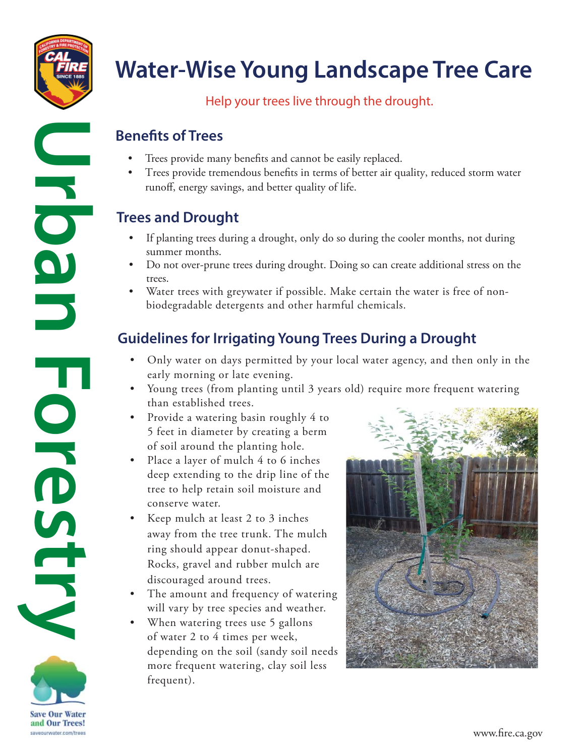Urban Forestry

# Water-Wise Young Landscape Tree Care

Help your trees live through the drought.

## Benefits of Trees

- Trees provide many benefits and cannot be easily replaced.
- Trees provide tremendous benefits in terms of better air quality, reduced storm water runoff, energy savings, and better quality of life.

## Trees and Drought

- If planting trees during a drought, only do so during the cooler months, not during summer months.
- Do not over-prune trees during drought. Doing so can create additional stress on the trees.
- Water trees with greywater if possible. Make certain the water is free of non-biodegradable detergents and other harmful chemicals.

## Guidelines for Irrigating Young Trees During a Drought

- Only water on days permitted by your local water agency, and then only in the early morning or late evening.
- Young trees (from planting until 3 years old) require more frequent watering than established trees.
- Provide a watering basin roughly 4 to 5 feet in diameter by creating a berm of soil around the planting hole.
- Place a layer of mulch 4 to 6 inches deep extending to the drip line of the tree to help retain soil moisture and conserve water.
- Keep mulch at least 2 to 3 inches away from the tree trunk. The mulch ring should appear donut-shaped. Rocks, gravel and rubber mulch are discouraged around trees.
- The amount and frequency of watering will vary by tree species and weather.
- When watering trees use 5 gallons of water 2 to 4 times per week, depending on the soil (sandy soil needs more frequent watering, clay soil less frequent).

Save Our Water and Our Trees!
saveourwater.com/trees

www.fire.ca.gov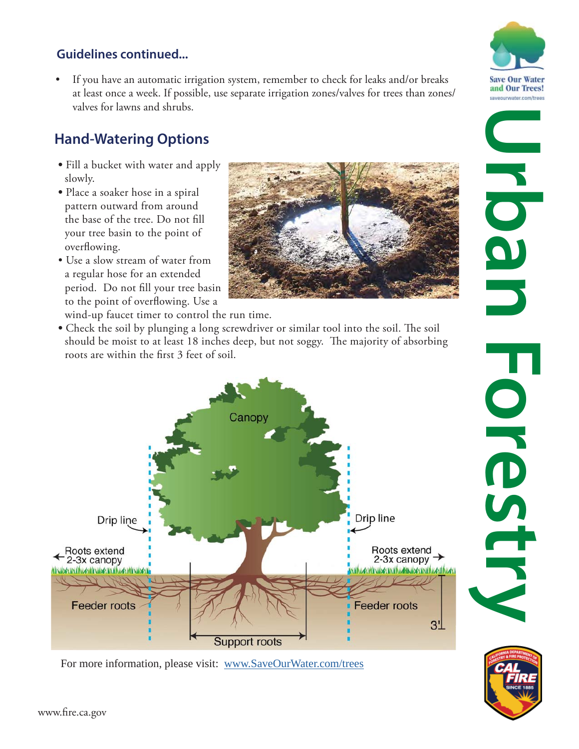## Guidelines continued...

- If you have an automatic irrigation system, remember to check for leaks and/or breaks at least once a week. If possible, use separate irrigation zones/valves for trees than zones/valves for lawns and shrubs.

## Hand-Watering Options

- Fill a bucket with water and apply slowly.
- Place a soaker hose in a spiral pattern outward from around the base of the tree. Do not fill your tree basin to the point of overflowing.
- Use a slow stream of water from a regular hose for an extended period. Do not fill your tree basin to the point of overflowing. Use a wind-up faucet timer to control the run time.
- Check the soil by plunging a long screwdriver or similar tool into the soil. The soil should be moist to at least 18 inches deep, but not soggy. The majority of absorbing roots are within the first 3 feet of soil.

Canopy

Drip line

Drip line

Roots extend 2-3x canopy

Roots extend 2-3x canopy

Feeder roots

Feeder roots

3'

Support roots

For more information, please visit: [www.SaveOurWater.com/trees](www.SaveOurWater.com/trees)

Save Our Water and Our Trees!
saveourwater.com/trees

# Urban Forestry

CAL FIRE
California Department of Forestry & Fire Protection
Since 1885

www.fire.ca.gov